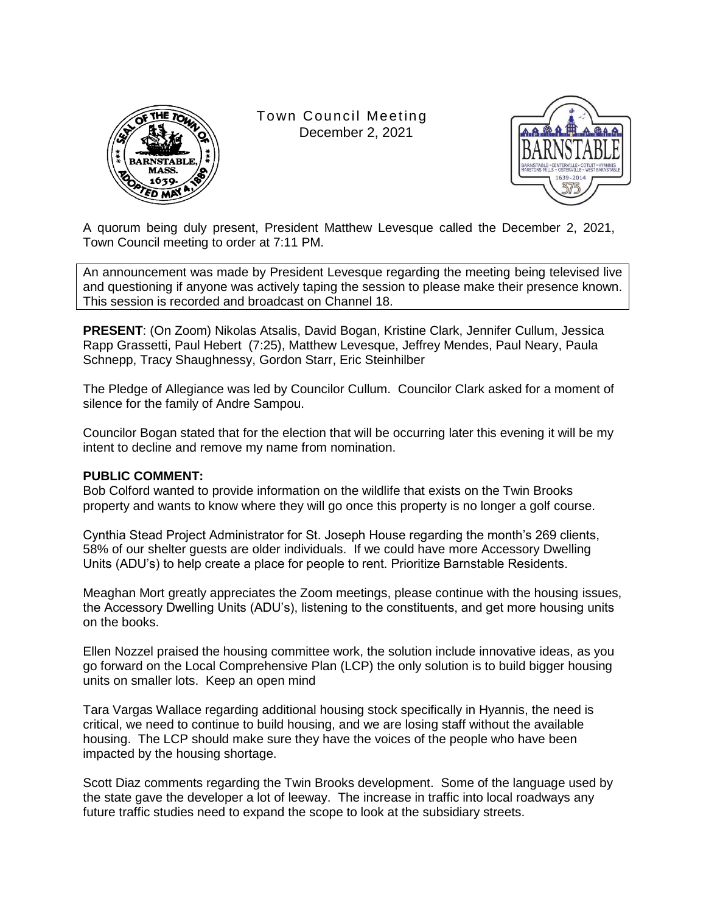# Town Council Meeting

December 2, 2021

A quorum being duly present, President Matthew Levesque called the December 2, 2021, Town Council meeting to order at 7:11 PM.

An announcement was made by President Levesque regarding the meeting being televised live and questioning if anyone was actively taping the session to please make their presence known. This session is recorded and broadcast on Channel 18.

**PRESENT**: (On Zoom) Nikolas Atsalis, David Bogan, Kristine Clark, Jennifer Cullum, Jessica Rapp Grassetti, Paul Hebert (7:25), Matthew Levesque, Jeffrey Mendes, Paul Neary, Paula Schnepp, Tracy Shaughnessy, Gordon Starr, Eric Steinhilber

The Pledge of Allegiance was led by Councilor Cullum. Councilor Clark asked for a moment of silence for the family of Andre Sampou.

Councilor Bogan stated that for the election that will be occurring later this evening it will be my intent to decline and remove my name from nomination.

**PUBLIC COMMENT:**

Bob Colford wanted to provide information on the wildlife that exists on the Twin Brooks property and wants to know where they will go once this property is no longer a golf course.

Cynthia Stead Project Administrator for St. Joseph House regarding the month's 269 clients, 58% of our shelter guests are older individuals. If we could have more Accessory Dwelling Units (ADU's) to help create a place for people to rent. Prioritize Barnstable Residents.

Meaghan Mort greatly appreciates the Zoom meetings, please continue with the housing issues, the Accessory Dwelling Units (ADU's), listening to the constituents, and get more housing units on the books.

Ellen Nozzel praised the housing committee work, the solution include innovative ideas, as you go forward on the Local Comprehensive Plan (LCP) the only solution is to build bigger housing units on smaller lots. Keep an open mind

Tara Vargas Wallace regarding additional housing stock specifically in Hyannis, the need is critical, we need to continue to build housing, and we are losing staff without the available housing. The LCP should make sure they have the voices of the people who have been impacted by the housing shortage.

Scott Diaz comments regarding the Twin Brooks development. Some of the language used by the state gave the developer a lot of leeway. The increase in traffic into local roadways any future traffic studies need to expand the scope to look at the subsidiary streets.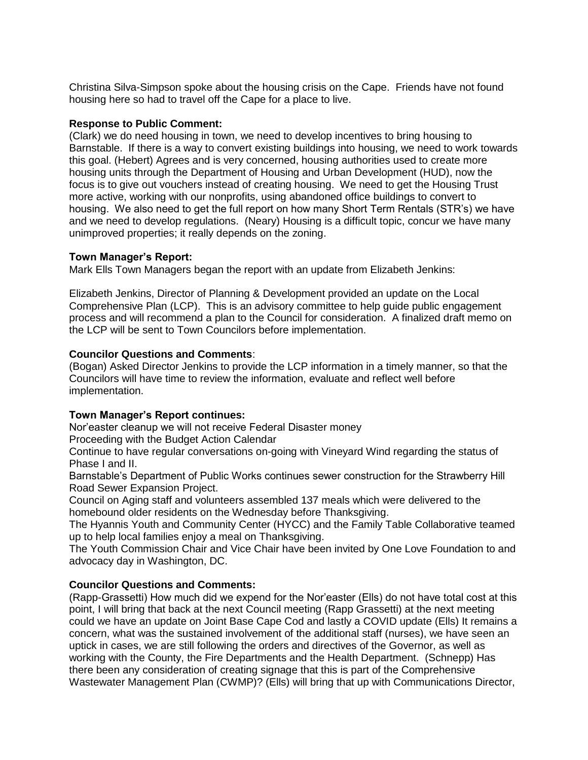Christina Silva-Simpson spoke about the housing crisis on the Cape. Friends have not found housing here so had to travel off the Cape for a place to live.

**Response to Public Comment:**

(Clark) we do need housing in town, we need to develop incentives to bring housing to Barnstable. If there is a way to convert existing buildings into housing, we need to work towards this goal. (Hebert) Agrees and is very concerned, housing authorities used to create more housing units through the Department of Housing and Urban Development (HUD), now the focus is to give out vouchers instead of creating housing. We need to get the Housing Trust more active, working with our nonprofits, using abandoned office buildings to convert to housing. We also need to get the full report on how many Short Term Rentals (STR's) we have and we need to develop regulations. (Neary) Housing is a difficult topic, concur we have many unimproved properties; it really depends on the zoning.

**Town Manager's Report:**

Mark Ells Town Managers began the report with an update from Elizabeth Jenkins:

Elizabeth Jenkins, Director of Planning & Development provided an update on the Local Comprehensive Plan (LCP). This is an advisory committee to help guide public engagement process and will recommend a plan to the Council for consideration. A finalized draft memo on the LCP will be sent to Town Councilors before implementation.

**Councilor Questions and Comments**:

(Bogan) Asked Director Jenkins to provide the LCP information in a timely manner, so that the Councilors will have time to review the information, evaluate and reflect well before implementation.

**Town Manager's Report continues:**

Nor'easter cleanup we will not receive Federal Disaster money

Proceeding with the Budget Action Calendar

Continue to have regular conversations on-going with Vineyard Wind regarding the status of Phase I and II.

Barnstable's Department of Public Works continues sewer construction for the Strawberry Hill Road Sewer Expansion Project.

Council on Aging staff and volunteers assembled 137 meals which were delivered to the homebound older residents on the Wednesday before Thanksgiving.

The Hyannis Youth and Community Center (HYCC) and the Family Table Collaborative teamed up to help local families enjoy a meal on Thanksgiving.

The Youth Commission Chair and Vice Chair have been invited by One Love Foundation to and advocacy day in Washington, DC.

**Councilor Questions and Comments:**

(Rapp-Grassetti) How much did we expend for the Nor'easter (Ells) do not have total cost at this point, I will bring that back at the next Council meeting (Rapp Grassetti) at the next meeting could we have an update on Joint Base Cape Cod and lastly a COVID update (Ells) It remains a concern, what was the sustained involvement of the additional staff (nurses), we have seen an uptick in cases, we are still following the orders and directives of the Governor, as well as working with the County, the Fire Departments and the Health Department. (Schnepp) Has there been any consideration of creating signage that this is part of the Comprehensive Wastewater Management Plan (CWMP)? (Ells) will bring that up with Communications Director,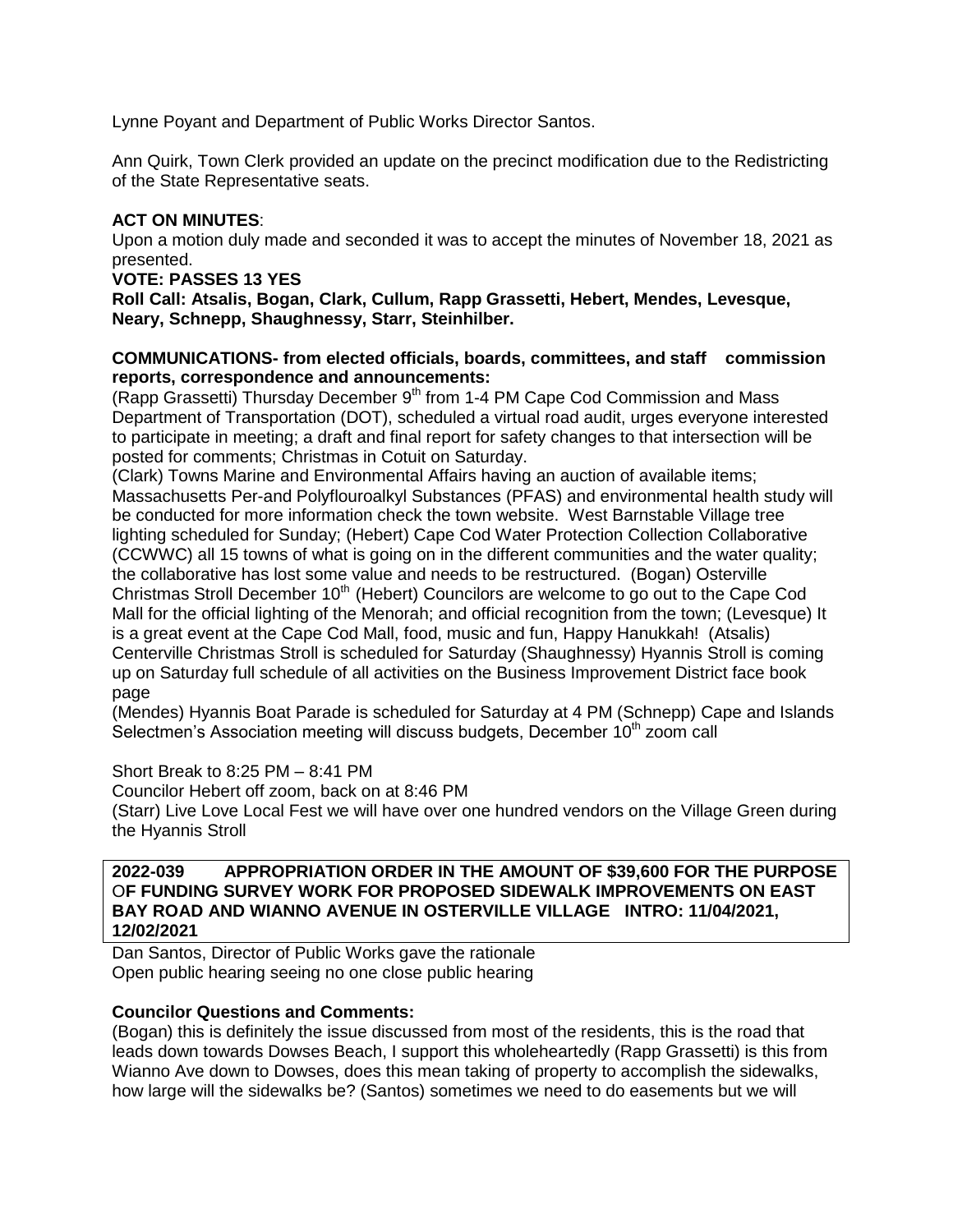Lynne Poyant and Department of Public Works Director Santos.

Ann Quirk, Town Clerk provided an update on the precinct modification due to the Redistricting of the State Representative seats.

**ACT ON MINUTES**:

Upon a motion duly made and seconded it was to accept the minutes of November 18, 2021 as presented.

**VOTE: PASSES 13 YES**

**Roll Call: Atsalis, Bogan, Clark, Cullum, Rapp Grassetti, Hebert, Mendes, Levesque, Neary, Schnepp, Shaughnessy, Starr, Steinhilber.**

**COMMUNICATIONS- from elected officials, boards, committees, and staff commission reports, correspondence and announcements:**

(Rapp Grassetti) Thursday December 9th from 1-4 PM Cape Cod Commission and Mass Department of Transportation (DOT), scheduled a virtual road audit, urges everyone interested to participate in meeting; a draft and final report for safety changes to that intersection will be posted for comments; Christmas in Cotuit on Saturday.

(Clark) Towns Marine and Environmental Affairs having an auction of available items; Massachusetts Per-and Polyflouroalkyl Substances (PFAS) and environmental health study will be conducted for more information check the town website. West Barnstable Village tree lighting scheduled for Sunday; (Hebert) Cape Cod Water Protection Collection Collaborative (CCWWC) all 15 towns of what is going on in the different communities and the water quality; the collaborative has lost some value and needs to be restructured. (Bogan) Osterville Christmas Stroll December 10th (Hebert) Councilors are welcome to go out to the Cape Cod Mall for the official lighting of the Menorah; and official recognition from the town; (Levesque) It is a great event at the Cape Cod Mall, food, music and fun, Happy Hanukkah! (Atsalis) Centerville Christmas Stroll is scheduled for Saturday (Shaughnessy) Hyannis Stroll is coming up on Saturday full schedule of all activities on the Business Improvement District face book page

(Mendes) Hyannis Boat Parade is scheduled for Saturday at 4 PM (Schnepp) Cape and Islands Selectmen's Association meeting will discuss budgets, December 10th zoom call

Short Break to 8:25 PM – 8:41 PM

Councilor Hebert off zoom, back on at 8:46 PM

(Starr) Live Love Local Fest we will have over one hundred vendors on the Village Green during the Hyannis Stroll

**2022-039 APPROPRIATION ORDER IN THE AMOUNT OF $39,600 FOR THE PURPOSE OF FUNDING SURVEY WORK FOR PROPOSED SIDEWALK IMPROVEMENTS ON EAST BAY ROAD AND WIANNO AVENUE IN OSTERVILLE VILLAGE INTRO: 11/04/2021, 12/02/2021**

Dan Santos, Director of Public Works gave the rationale

Open public hearing seeing no one close public hearing

**Councilor Questions and Comments:**

(Bogan) this is definitely the issue discussed from most of the residents, this is the road that leads down towards Dowses Beach, I support this wholeheartedly (Rapp Grassetti) is this from Wianno Ave down to Dowses, does this mean taking of property to accomplish the sidewalks, how large will the sidewalks be? (Santos) sometimes we need to do easements but we will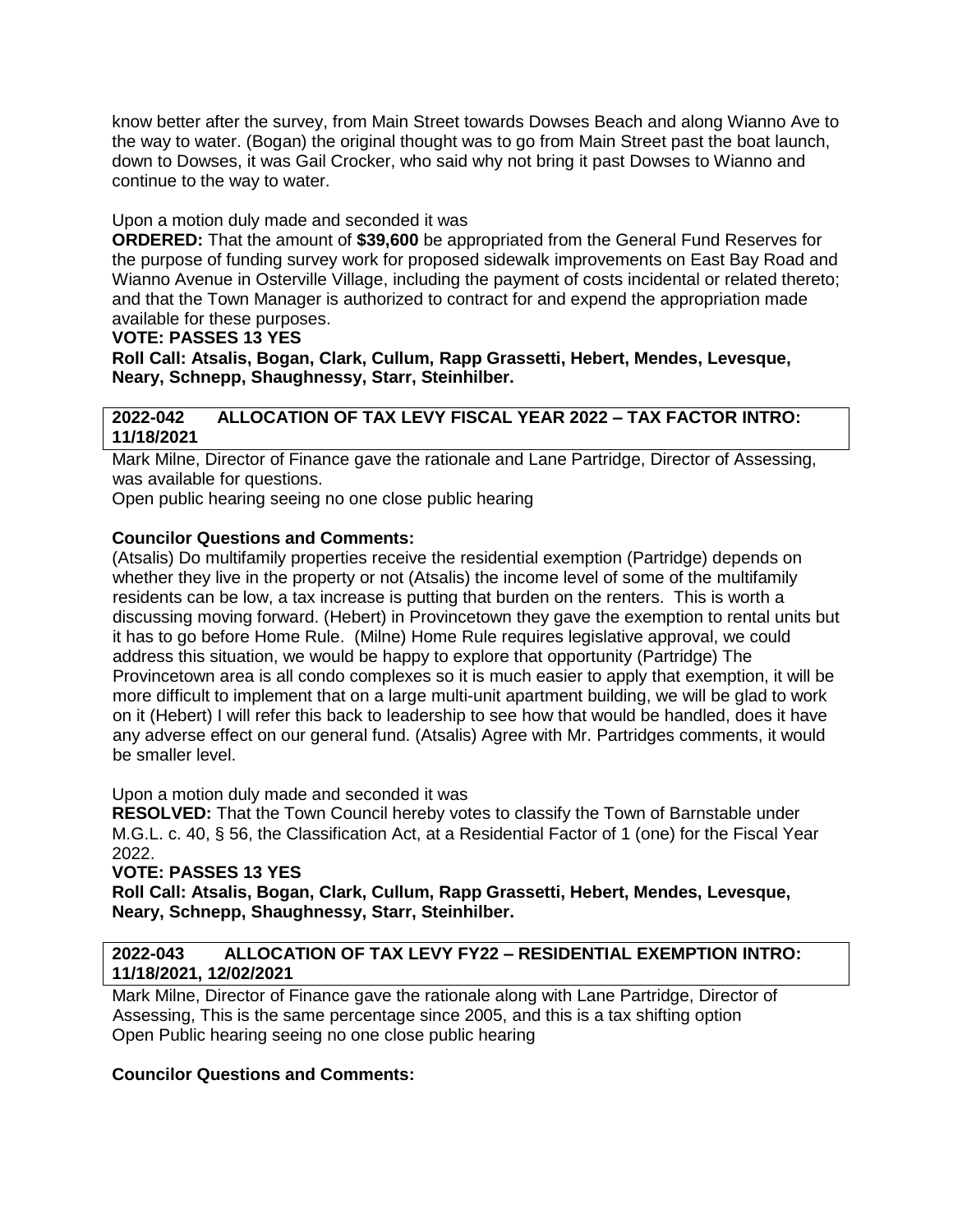know better after the survey, from Main Street towards Dowses Beach and along Wianno Ave to the way to water. (Bogan) the original thought was to go from Main Street past the boat launch, down to Dowses, it was Gail Crocker, who said why not bring it past Dowses to Wianno and continue to the way to water.

Upon a motion duly made and seconded it was

**ORDERED:** That the amount of **$39,600** be appropriated from the General Fund Reserves for the purpose of funding survey work for proposed sidewalk improvements on East Bay Road and Wianno Avenue in Osterville Village, including the payment of costs incidental or related thereto; and that the Town Manager is authorized to contract for and expend the appropriation made available for these purposes.

**VOTE: PASSES 13 YES**

**Roll Call: Atsalis, Bogan, Clark, Cullum, Rapp Grassetti, Hebert, Mendes, Levesque, Neary, Schnepp, Shaughnessy, Starr, Steinhilber.**

**2022-042 ALLOCATION OF TAX LEVY FISCAL YEAR 2022 – TAX FACTOR INTRO: 11/18/2021**

Mark Milne, Director of Finance gave the rationale and Lane Partridge, Director of Assessing, was available for questions.

Open public hearing seeing no one close public hearing

**Councilor Questions and Comments:**

(Atsalis) Do multifamily properties receive the residential exemption (Partridge) depends on whether they live in the property or not (Atsalis) the income level of some of the multifamily residents can be low, a tax increase is putting that burden on the renters. This is worth a discussing moving forward. (Hebert) in Provincetown they gave the exemption to rental units but it has to go before Home Rule. (Milne) Home Rule requires legislative approval, we could address this situation, we would be happy to explore that opportunity (Partridge) The Provincetown area is all condo complexes so it is much easier to apply that exemption, it will be more difficult to implement that on a large multi-unit apartment building, we will be glad to work on it (Hebert) I will refer this back to leadership to see how that would be handled, does it have any adverse effect on our general fund. (Atsalis) Agree with Mr. Partridges comments, it would be smaller level.

Upon a motion duly made and seconded it was

**RESOLVED:** That the Town Council hereby votes to classify the Town of Barnstable under M.G.L. c. 40, § 56, the Classification Act, at a Residential Factor of 1 (one) for the Fiscal Year 2022.

**VOTE: PASSES 13 YES**

**Roll Call: Atsalis, Bogan, Clark, Cullum, Rapp Grassetti, Hebert, Mendes, Levesque, Neary, Schnepp, Shaughnessy, Starr, Steinhilber.**

**2022-043 ALLOCATION OF TAX LEVY FY22 – RESIDENTIAL EXEMPTION INTRO: 11/18/2021, 12/02/2021**

Mark Milne, Director of Finance gave the rationale along with Lane Partridge, Director of Assessing, This is the same percentage since 2005, and this is a tax shifting option

Open Public hearing seeing no one close public hearing

**Councilor Questions and Comments:**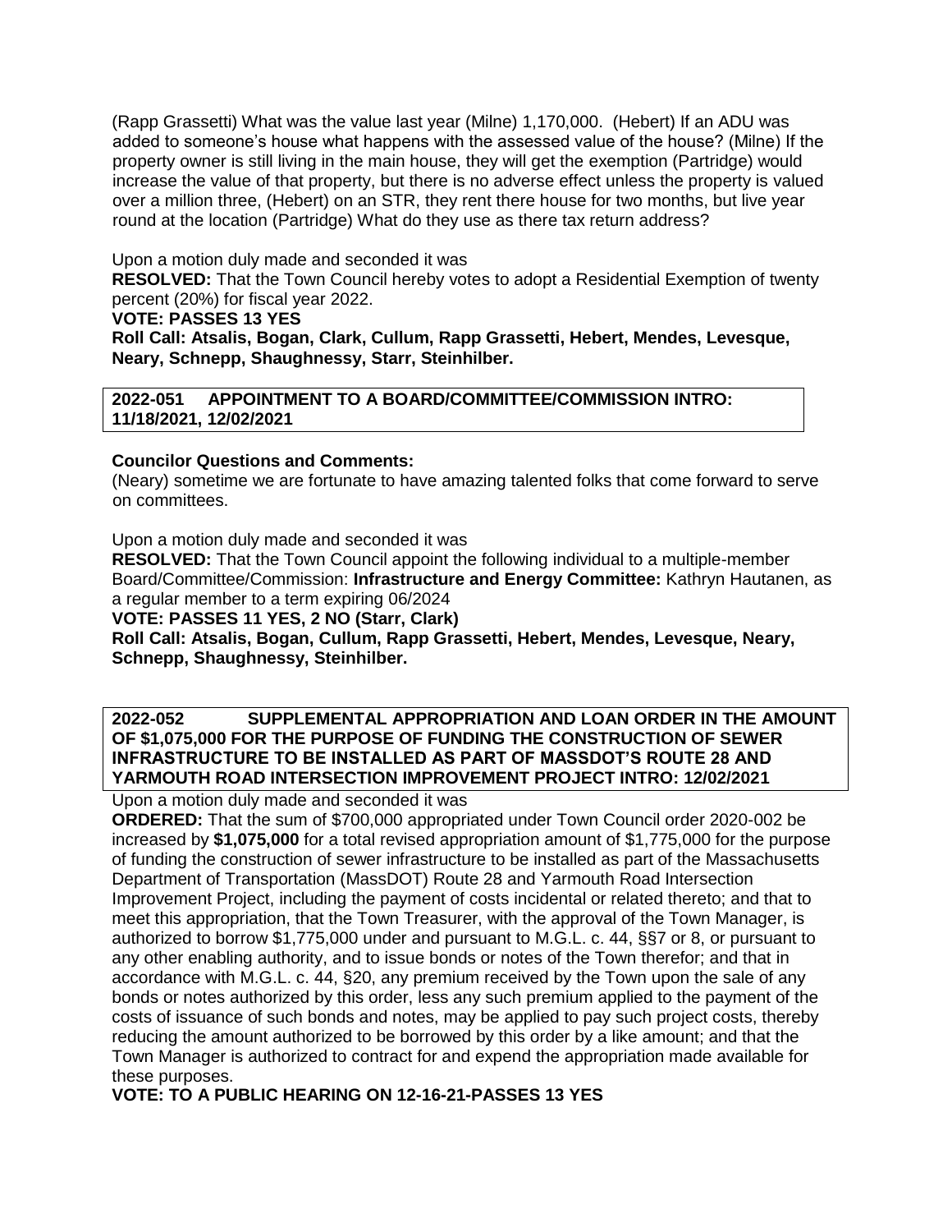(Rapp Grassetti) What was the value last year (Milne) 1,170,000. (Hebert) If an ADU was added to someone's house what happens with the assessed value of the house? (Milne) If the property owner is still living in the main house, they will get the exemption (Partridge) would increase the value of that property, but there is no adverse effect unless the property is valued over a million three, (Hebert) on an STR, they rent there house for two months, but live year round at the location (Partridge) What do they use as there tax return address?

Upon a motion duly made and seconded it was

**RESOLVED:** That the Town Council hereby votes to adopt a Residential Exemption of twenty percent (20%) for fiscal year 2022.

**VOTE: PASSES 13 YES**

**Roll Call: Atsalis, Bogan, Clark, Cullum, Rapp Grassetti, Hebert, Mendes, Levesque, Neary, Schnepp, Shaughnessy, Starr, Steinhilber.**

**2022-051 APPOINTMENT TO A BOARD/COMMITTEE/COMMISSION INTRO: 11/18/2021, 12/02/2021**

**Councilor Questions and Comments:**

(Neary) sometime we are fortunate to have amazing talented folks that come forward to serve on committees.

Upon a motion duly made and seconded it was

**RESOLVED:** That the Town Council appoint the following individual to a multiple-member Board/Committee/Commission: **Infrastructure and Energy Committee:** Kathryn Hautanen, as a regular member to a term expiring 06/2024

**VOTE: PASSES 11 YES, 2 NO (Starr, Clark)**

**Roll Call: Atsalis, Bogan, Cullum, Rapp Grassetti, Hebert, Mendes, Levesque, Neary, Schnepp, Shaughnessy, Steinhilber.**

**2022-052 SUPPLEMENTAL APPROPRIATION AND LOAN ORDER IN THE AMOUNT OF $1,075,000 FOR THE PURPOSE OF FUNDING THE CONSTRUCTION OF SEWER INFRASTRUCTURE TO BE INSTALLED AS PART OF MASSDOT'S ROUTE 28 AND YARMOUTH ROAD INTERSECTION IMPROVEMENT PROJECT INTRO: 12/02/2021**

Upon a motion duly made and seconded it was

**ORDERED:** That the sum of $700,000 appropriated under Town Council order 2020-002 be increased by **$1,075,000** for a total revised appropriation amount of $1,775,000 for the purpose of funding the construction of sewer infrastructure to be installed as part of the Massachusetts Department of Transportation (MassDOT) Route 28 and Yarmouth Road Intersection Improvement Project, including the payment of costs incidental or related thereto; and that to meet this appropriation, that the Town Treasurer, with the approval of the Town Manager, is authorized to borrow $1,775,000 under and pursuant to M.G.L. c. 44, §§7 or 8, or pursuant to any other enabling authority, and to issue bonds or notes of the Town therefor; and that in accordance with M.G.L. c. 44, §20, any premium received by the Town upon the sale of any bonds or notes authorized by this order, less any such premium applied to the payment of the costs of issuance of such bonds and notes, may be applied to pay such project costs, thereby reducing the amount authorized to be borrowed by this order by a like amount; and that the Town Manager is authorized to contract for and expend the appropriation made available for these purposes.

**VOTE: TO A PUBLIC HEARING ON 12-16-21-PASSES 13 YES**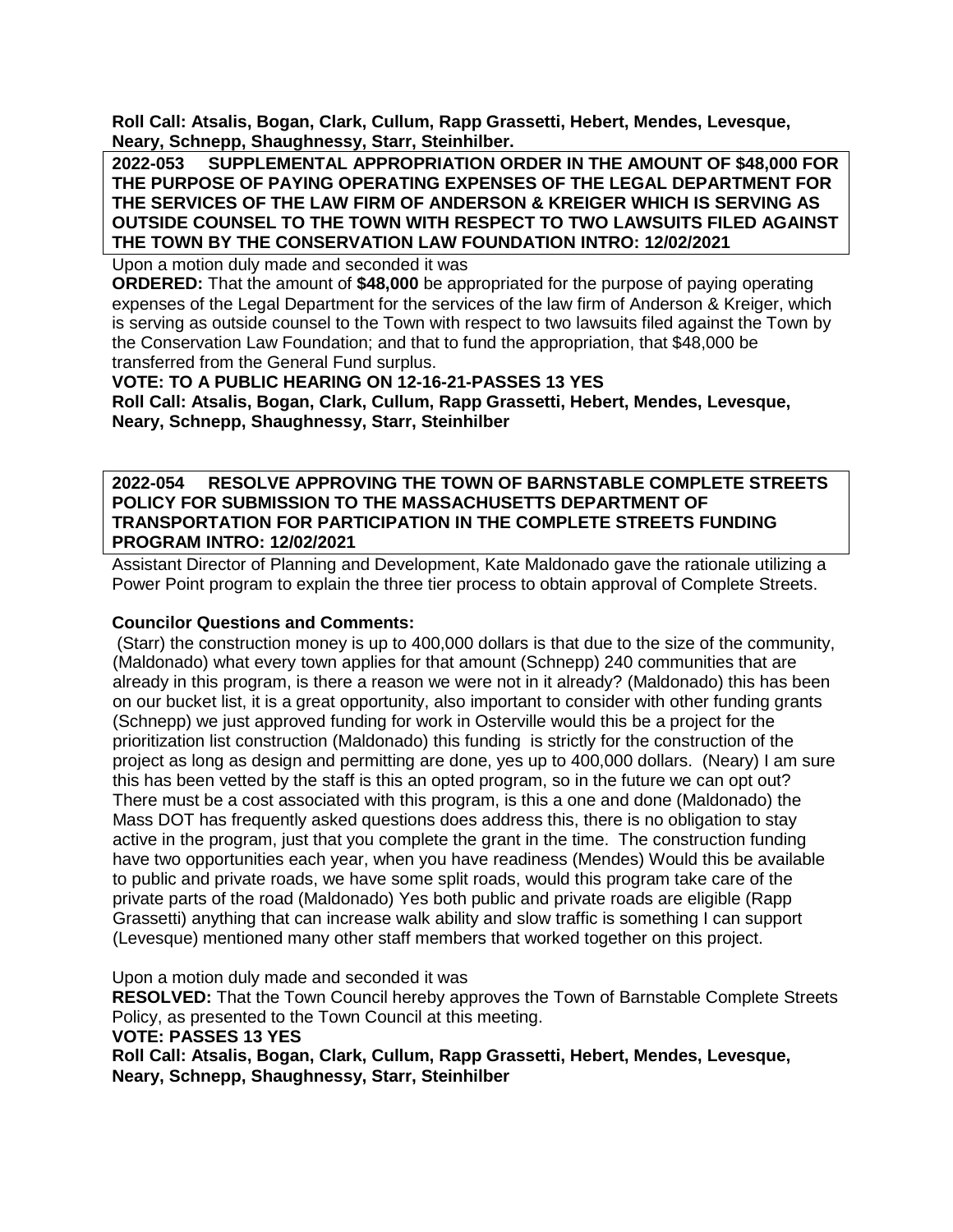**Roll Call: Atsalis, Bogan, Clark, Cullum, Rapp Grassetti, Hebert, Mendes, Levesque, Neary, Schnepp, Shaughnessy, Starr, Steinhilber.**

**2022-053 SUPPLEMENTAL APPROPRIATION ORDER IN THE AMOUNT OF $48,000 FOR THE PURPOSE OF PAYING OPERATING EXPENSES OF THE LEGAL DEPARTMENT FOR THE SERVICES OF THE LAW FIRM OF ANDERSON & KREIGER WHICH IS SERVING AS OUTSIDE COUNSEL TO THE TOWN WITH RESPECT TO TWO LAWSUITS FILED AGAINST THE TOWN BY THE CONSERVATION LAW FOUNDATION INTRO: 12/02/2021**

Upon a motion duly made and seconded it was

**ORDERED:** That the amount of **$48,000** be appropriated for the purpose of paying operating expenses of the Legal Department for the services of the law firm of Anderson & Kreiger, which is serving as outside counsel to the Town with respect to two lawsuits filed against the Town by the Conservation Law Foundation; and that to fund the appropriation, that $48,000 be transferred from the General Fund surplus.

**VOTE: TO A PUBLIC HEARING ON 12-16-21-PASSES 13 YES**

**Roll Call: Atsalis, Bogan, Clark, Cullum, Rapp Grassetti, Hebert, Mendes, Levesque, Neary, Schnepp, Shaughnessy, Starr, Steinhilber**

**2022-054 RESOLVE APPROVING THE TOWN OF BARNSTABLE COMPLETE STREETS POLICY FOR SUBMISSION TO THE MASSACHUSETTS DEPARTMENT OF TRANSPORTATION FOR PARTICIPATION IN THE COMPLETE STREETS FUNDING PROGRAM INTRO: 12/02/2021**

Assistant Director of Planning and Development, Kate Maldonado gave the rationale utilizing a Power Point program to explain the three tier process to obtain approval of Complete Streets.

**Councilor Questions and Comments:**

(Starr) the construction money is up to 400,000 dollars is that due to the size of the community, (Maldonado) what every town applies for that amount (Schnepp) 240 communities that are already in this program, is there a reason we were not in it already? (Maldonado) this has been on our bucket list, it is a great opportunity, also important to consider with other funding grants (Schnepp) we just approved funding for work in Osterville would this be a project for the prioritization list construction (Maldonado) this funding is strictly for the construction of the project as long as design and permitting are done, yes up to 400,000 dollars. (Neary) I am sure this has been vetted by the staff is this an opted program, so in the future we can opt out? There must be a cost associated with this program, is this a one and done (Maldonado) the Mass DOT has frequently asked questions does address this, there is no obligation to stay active in the program, just that you complete the grant in the time. The construction funding have two opportunities each year, when you have readiness (Mendes) Would this be available to public and private roads, we have some split roads, would this program take care of the private parts of the road (Maldonado) Yes both public and private roads are eligible (Rapp Grassetti) anything that can increase walk ability and slow traffic is something I can support (Levesque) mentioned many other staff members that worked together on this project.

Upon a motion duly made and seconded it was

**RESOLVED:** That the Town Council hereby approves the Town of Barnstable Complete Streets Policy, as presented to the Town Council at this meeting.

**VOTE: PASSES 13 YES**

**Roll Call: Atsalis, Bogan, Clark, Cullum, Rapp Grassetti, Hebert, Mendes, Levesque, Neary, Schnepp, Shaughnessy, Starr, Steinhilber**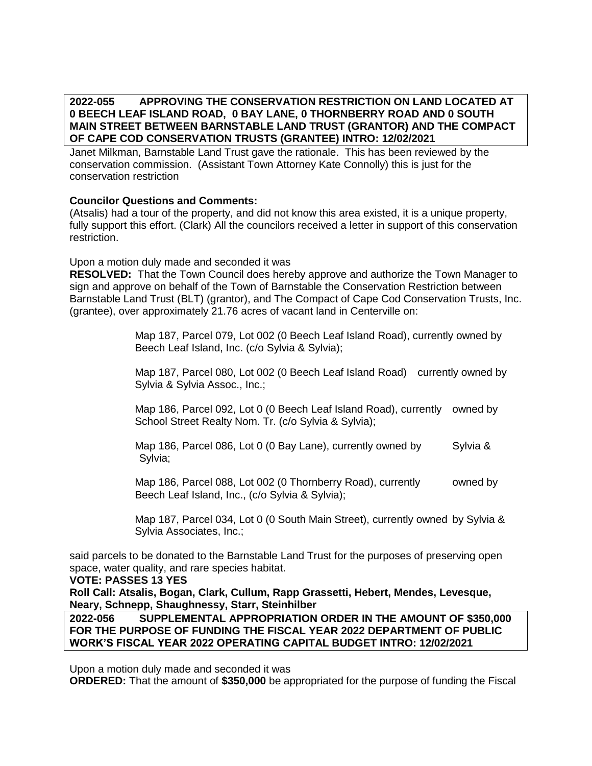**2022-055 APPROVING THE CONSERVATION RESTRICTION ON LAND LOCATED AT 0 BEECH LEAF ISLAND ROAD, 0 BAY LANE, 0 THORNBERRY ROAD AND 0 SOUTH MAIN STREET BETWEEN BARNSTABLE LAND TRUST (GRANTOR) AND THE COMPACT OF CAPE COD CONSERVATION TRUSTS (GRANTEE) INTRO: 12/02/2021**

Janet Milkman, Barnstable Land Trust gave the rationale. This has been reviewed by the conservation commission. (Assistant Town Attorney Kate Connolly) this is just for the conservation restriction

**Councilor Questions and Comments:**
(Atsalis) had a tour of the property, and did not know this area existed, it is a unique property, fully support this effort. (Clark) All the councilors received a letter in support of this conservation restriction.

Upon a motion duly made and seconded it was
**RESOLVED:** That the Town Council does hereby approve and authorize the Town Manager to sign and approve on behalf of the Town of Barnstable the Conservation Restriction between Barnstable Land Trust (BLT) (grantor), and The Compact of Cape Cod Conservation Trusts, Inc. (grantee), over approximately 21.76 acres of vacant land in Centerville on:

> Map 187, Parcel 079, Lot 002 (0 Beech Leaf Island Road), currently owned by Beech Leaf Island, Inc. (c/o Sylvia & Sylvia);
>
> Map 187, Parcel 080, Lot 002 (0 Beech Leaf Island Road) currently owned by Sylvia & Sylvia Assoc., Inc.;
>
> Map 186, Parcel 092, Lot 0 (0 Beech Leaf Island Road), currently owned by School Street Realty Nom. Tr. (c/o Sylvia & Sylvia);
>
> Map 186, Parcel 086, Lot 0 (0 Bay Lane), currently owned by Sylvia & Sylvia;
>
> Map 186, Parcel 088, Lot 002 (0 Thornberry Road), currently owned by Beech Leaf Island, Inc., (c/o Sylvia & Sylvia);
>
> Map 187, Parcel 034, Lot 0 (0 South Main Street), currently owned by Sylvia & Sylvia Associates, Inc.;

said parcels to be donated to the Barnstable Land Trust for the purposes of preserving open space, water quality, and rare species habitat.

**VOTE: PASSES 13 YES**

**Roll Call: Atsalis, Bogan, Clark, Cullum, Rapp Grassetti, Hebert, Mendes, Levesque, Neary, Schnepp, Shaughnessy, Starr, Steinhilber**

**2022-056 SUPPLEMENTAL APPROPRIATION ORDER IN THE AMOUNT OF \$350,000 FOR THE PURPOSE OF FUNDING THE FISCAL YEAR 2022 DEPARTMENT OF PUBLIC WORK'S FISCAL YEAR 2022 OPERATING CAPITAL BUDGET INTRO: 12/02/2021**

Upon a motion duly made and seconded it was
**ORDERED:** That the amount of **\$350,000** be appropriated for the purpose of funding the Fiscal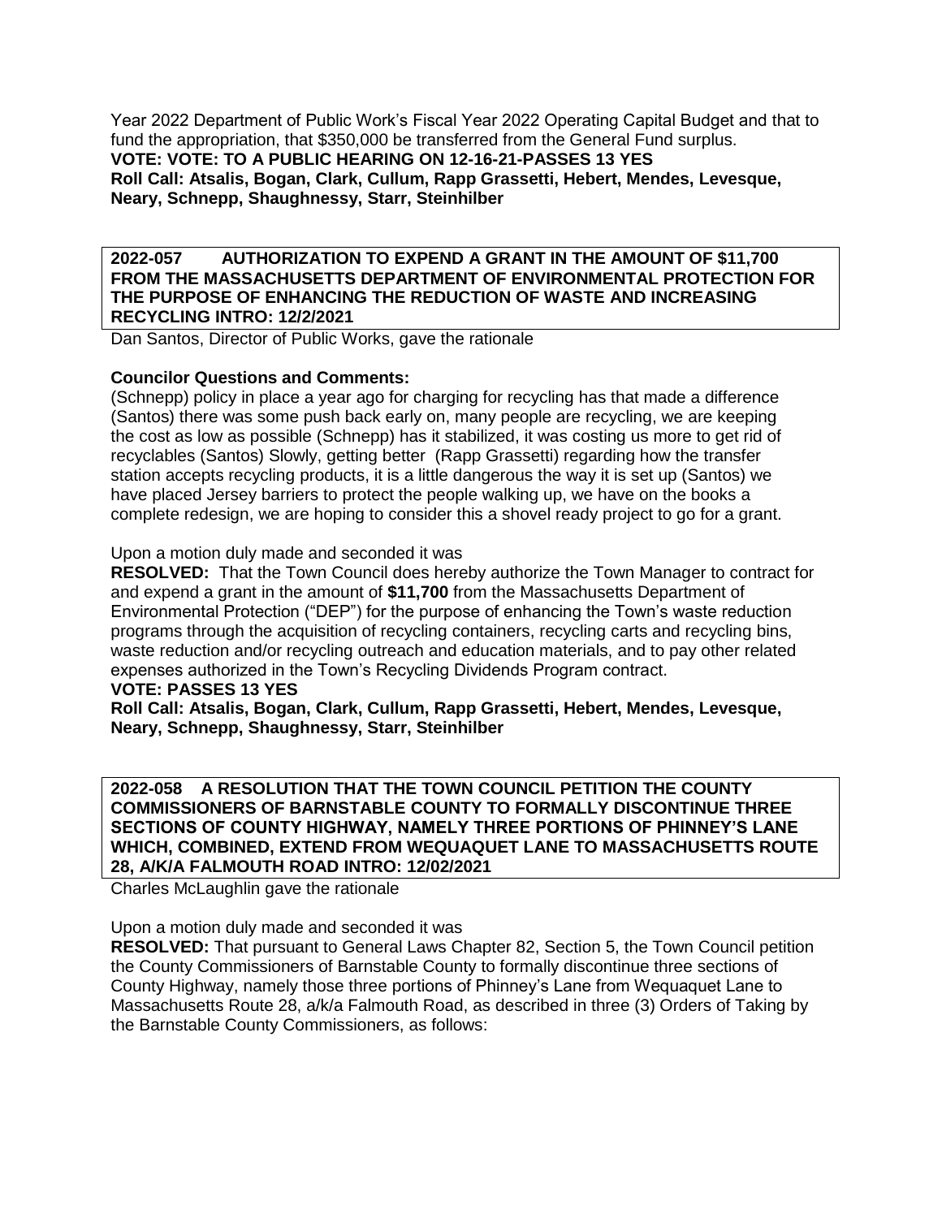Year 2022 Department of Public Work's Fiscal Year 2022 Operating Capital Budget and that to fund the appropriation, that $350,000 be transferred from the General Fund surplus.
**VOTE: VOTE: TO A PUBLIC HEARING ON 12-16-21-PASSES 13 YES**
**Roll Call: Atsalis, Bogan, Clark, Cullum, Rapp Grassetti, Hebert, Mendes, Levesque, Neary, Schnepp, Shaughnessy, Starr, Steinhilber**

**2022-057 AUTHORIZATION TO EXPEND A GRANT IN THE AMOUNT OF $11,700 FROM THE MASSACHUSETTS DEPARTMENT OF ENVIRONMENTAL PROTECTION FOR THE PURPOSE OF ENHANCING THE REDUCTION OF WASTE AND INCREASING RECYCLING INTRO: 12/2/2021**

Dan Santos, Director of Public Works, gave the rationale

**Councilor Questions and Comments:**
(Schnepp) policy in place a year ago for charging for recycling has that made a difference (Santos) there was some push back early on, many people are recycling, we are keeping the cost as low as possible (Schnepp) has it stabilized, it was costing us more to get rid of recyclables (Santos) Slowly, getting better (Rapp Grassetti) regarding how the transfer station accepts recycling products, it is a little dangerous the way it is set up (Santos) we have placed Jersey barriers to protect the people walking up, we have on the books a complete redesign, we are hoping to consider this a shovel ready project to go for a grant.

Upon a motion duly made and seconded it was

**RESOLVED:** That the Town Council does hereby authorize the Town Manager to contract for and expend a grant in the amount of **$11,700** from the Massachusetts Department of Environmental Protection ("DEP") for the purpose of enhancing the Town's waste reduction programs through the acquisition of recycling containers, recycling carts and recycling bins, waste reduction and/or recycling outreach and education materials, and to pay other related expenses authorized in the Town's Recycling Dividends Program contract.
**VOTE: PASSES 13 YES**
**Roll Call: Atsalis, Bogan, Clark, Cullum, Rapp Grassetti, Hebert, Mendes, Levesque, Neary, Schnepp, Shaughnessy, Starr, Steinhilber**

**2022-058 A RESOLUTION THAT THE TOWN COUNCIL PETITION THE COUNTY COMMISSIONERS OF BARNSTABLE COUNTY TO FORMALLY DISCONTINUE THREE SECTIONS OF COUNTY HIGHWAY, NAMELY THREE PORTIONS OF PHINNEY'S LANE WHICH, COMBINED, EXTEND FROM WEQUAQUET LANE TO MASSACHUSETTS ROUTE 28, A/K/A FALMOUTH ROAD INTRO: 12/02/2021**

Charles McLaughlin gave the rationale

Upon a motion duly made and seconded it was

**RESOLVED:** That pursuant to General Laws Chapter 82, Section 5, the Town Council petition the County Commissioners of Barnstable County to formally discontinue three sections of County Highway, namely those three portions of Phinney's Lane from Wequaquet Lane to Massachusetts Route 28, a/k/a Falmouth Road, as described in three (3) Orders of Taking by the Barnstable County Commissioners, as follows: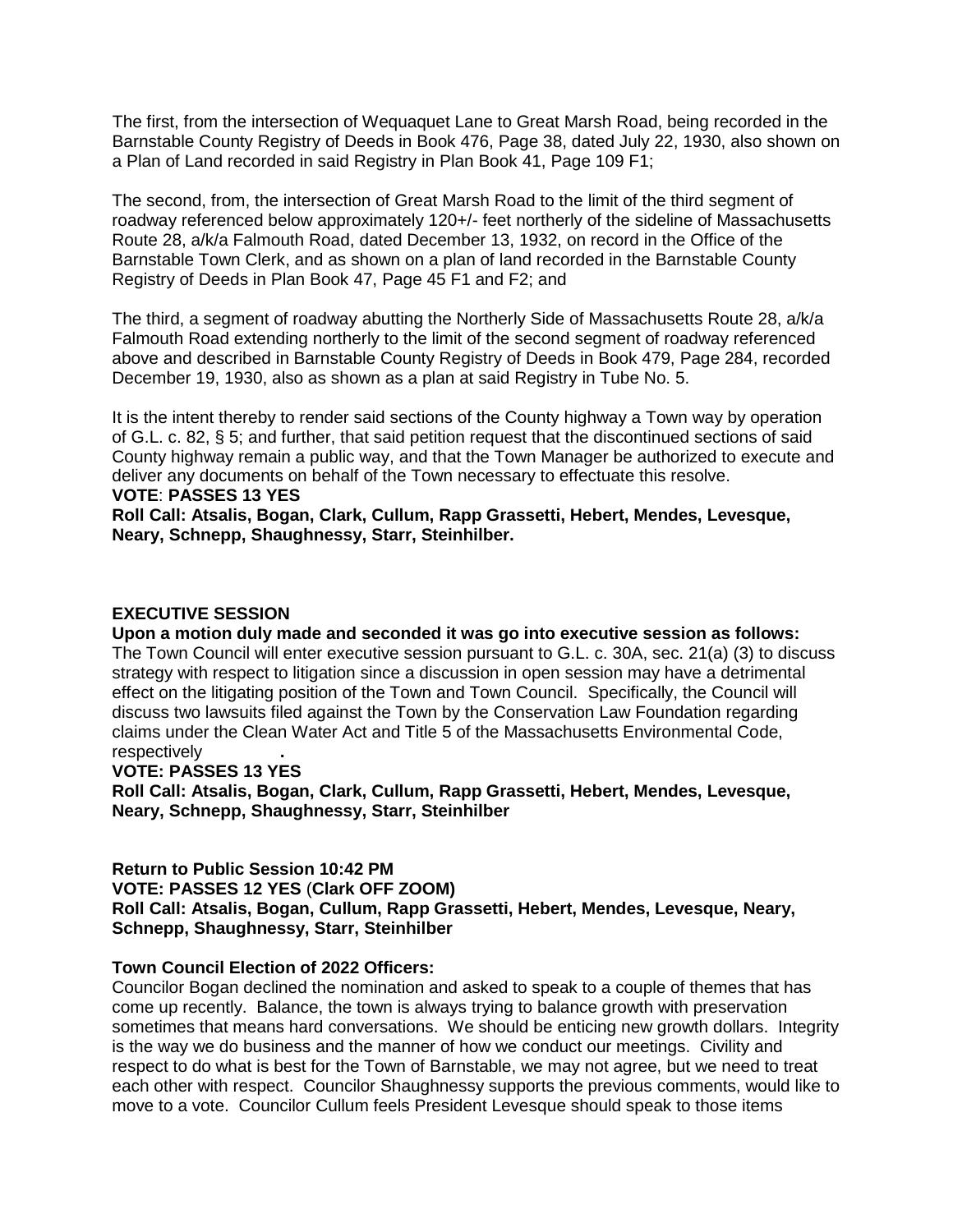The first, from the intersection of Wequaquet Lane to Great Marsh Road, being recorded in the Barnstable County Registry of Deeds in Book 476, Page 38, dated July 22, 1930, also shown on a Plan of Land recorded in said Registry in Plan Book 41, Page 109 F1;

The second, from, the intersection of Great Marsh Road to the limit of the third segment of roadway referenced below approximately 120+/- feet northerly of the sideline of Massachusetts Route 28, a/k/a Falmouth Road, dated December 13, 1932, on record in the Office of the Barnstable Town Clerk, and as shown on a plan of land recorded in the Barnstable County Registry of Deeds in Plan Book 47, Page 45 F1 and F2; and

The third, a segment of roadway abutting the Northerly Side of Massachusetts Route 28, a/k/a Falmouth Road extending northerly to the limit of the second segment of roadway referenced above and described in Barnstable County Registry of Deeds in Book 479, Page 284, recorded December 19, 1930, also as shown as a plan at said Registry in Tube No. 5.

It is the intent thereby to render said sections of the County highway a Town way by operation of G.L. c. 82, § 5; and further, that said petition request that the discontinued sections of said County highway remain a public way, and that the Town Manager be authorized to execute and deliver any documents on behalf of the Town necessary to effectuate this resolve.
**VOTE**: **PASSES 13 YES**
**Roll Call: Atsalis, Bogan, Clark, Cullum, Rapp Grassetti, Hebert, Mendes, Levesque, Neary, Schnepp, Shaughnessy, Starr, Steinhilber.**

**EXECUTIVE SESSION**

**Upon a motion duly made and seconded it was go into executive session as follows:**
The Town Council will enter executive session pursuant to G.L. c. 30A, sec. 21(a) (3) to discuss strategy with respect to litigation since a discussion in open session may have a detrimental effect on the litigating position of the Town and Town Council. Specifically, the Council will discuss two lawsuits filed against the Town by the Conservation Law Foundation regarding claims under the Clean Water Act and Title 5 of the Massachusetts Environmental Code, respectively **.**
**VOTE: PASSES 13 YES**
**Roll Call: Atsalis, Bogan, Clark, Cullum, Rapp Grassetti, Hebert, Mendes, Levesque, Neary, Schnepp, Shaughnessy, Starr, Steinhilber**

**Return to Public Session 10:42 PM**
**VOTE: PASSES 12 YES** (**Clark OFF ZOOM)**
**Roll Call: Atsalis, Bogan, Cullum, Rapp Grassetti, Hebert, Mendes, Levesque, Neary, Schnepp, Shaughnessy, Starr, Steinhilber**

**Town Council Election of 2022 Officers:**
Councilor Bogan declined the nomination and asked to speak to a couple of themes that has come up recently. Balance, the town is always trying to balance growth with preservation sometimes that means hard conversations. We should be enticing new growth dollars. Integrity is the way we do business and the manner of how we conduct our meetings. Civility and respect to do what is best for the Town of Barnstable, we may not agree, but we need to treat each other with respect. Councilor Shaughnessy supports the previous comments, would like to move to a vote. Councilor Cullum feels President Levesque should speak to those items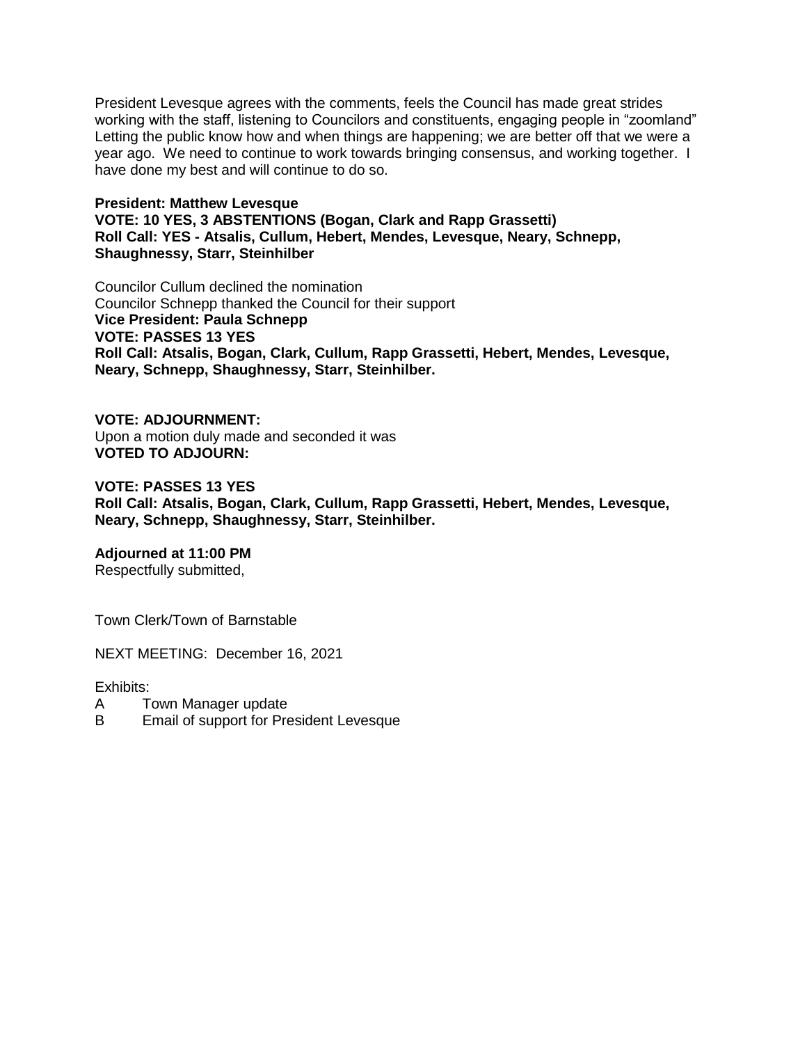President Levesque agrees with the comments, feels the Council has made great strides working with the staff, listening to Councilors and constituents, engaging people in "zoomland" Letting the public know how and when things are happening; we are better off that we were a year ago. We need to continue to work towards bringing consensus, and working together. I have done my best and will continue to do so.

**President: Matthew Levesque**
**VOTE: 10 YES, 3 ABSTENTIONS (Bogan, Clark and Rapp Grassetti)**
**Roll Call: YES - Atsalis, Cullum, Hebert, Mendes, Levesque, Neary, Schnepp, Shaughnessy, Starr, Steinhilber**

Councilor Cullum declined the nomination
Councilor Schnepp thanked the Council for their support
**Vice President: Paula Schnepp**
**VOTE: PASSES 13 YES**
**Roll Call: Atsalis, Bogan, Clark, Cullum, Rapp Grassetti, Hebert, Mendes, Levesque, Neary, Schnepp, Shaughnessy, Starr, Steinhilber.**

**VOTE: ADJOURNMENT:**
Upon a motion duly made and seconded it was
**VOTED TO ADJOURN:**

**VOTE: PASSES 13 YES**
**Roll Call: Atsalis, Bogan, Clark, Cullum, Rapp Grassetti, Hebert, Mendes, Levesque, Neary, Schnepp, Shaughnessy, Starr, Steinhilber.**

**Adjourned at 11:00 PM**
Respectfully submitted,

Town Clerk/Town of Barnstable

NEXT MEETING: December 16, 2021

Exhibits:
A Town Manager update
B Email of support for President Levesque